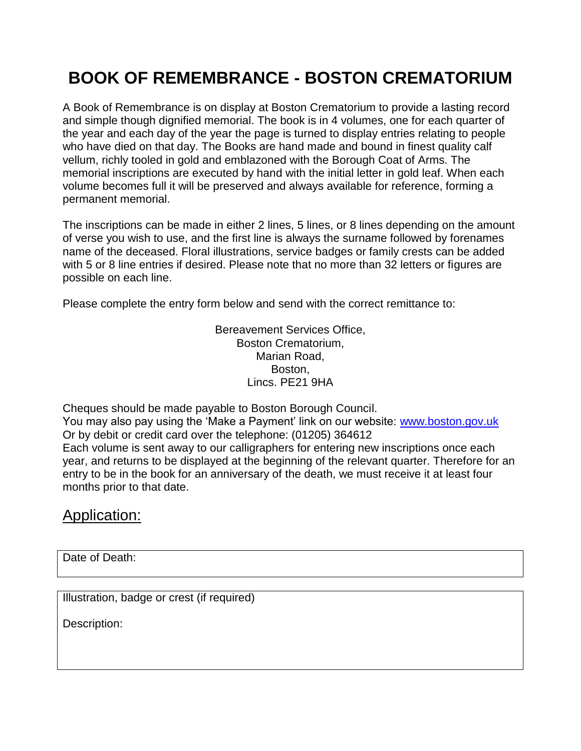# BOOK OF REMEMBRANCE - BOSTON CREMATORIUM

A Book of Remembrance is on display at Boston Crematorium to provide a lasting record and simple though dignified memorial. The book is in 4 volumes, one for each quarter of the year and each day of the year the page is turned to display entries relating to people who have died on that day. The Books are hand made and bound in finest quality calf vellum, richly tooled in gold and emblazoned with the Borough Coat of Arms. The memorial inscriptions are executed by hand with the initial letter in gold leaf. When each volume becomes full it will be preserved and always available for reference, forming a permanent memorial.

The inscriptions can be made in either 2 lines, 5 lines, or 8 lines depending on the amount of verse you wish to use, and the first line is always the surname followed by forenames name of the deceased. Floral illustrations, service badges or family crests can be added with 5 or 8 line entries if desired. Please note that no more than 32 letters or figures are possible on each line.

Please complete the entry form below and send with the correct remittance to:

Bereavement Services Office,
Boston Crematorium,
Marian Road,
Boston,
Lincs. PE21 9HA

Cheques should be made payable to Boston Borough Council.
You may also pay using the 'Make a Payment' link on our website: www.boston.gov.uk
Or by debit or credit card over the telephone: (01205) 364612
Each volume is sent away to our calligraphers for entering new inscriptions once each year, and returns to be displayed at the beginning of the relevant quarter. Therefore for an entry to be in the book for an anniversary of the death, we must receive it at least four months prior to that date.

## Application:

| Date of Death: |
|---|

| Illustration, badge or crest (if required)<br><br>Description: |
|---|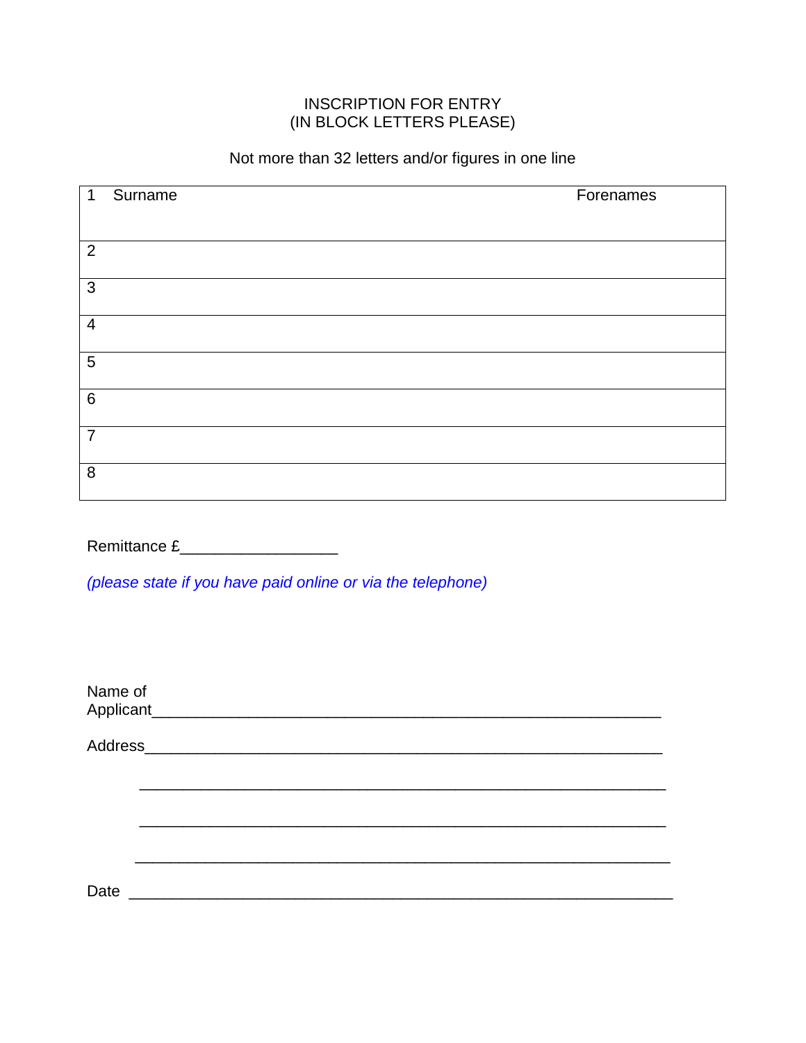INSCRIPTION FOR ENTRY
(IN BLOCK LETTERS PLEASE)

Not more than 32 letters and/or figures in one line

| | | |
|---|---|---|
| 1 | Surname | Forenames |
| 2 | | |
| 3 | | |
| 4 | | |
| 5 | | |
| 6 | | |
| 7 | | |
| 8 | | |

Remittance £__________________

*(please state if you have paid online or via the telephone)*

Name of Applicant______________________________________________________________

Address______________________________________________________________

______________________________________________________________

______________________________________________________________

______________________________________________________________

Date ______________________________________________________________